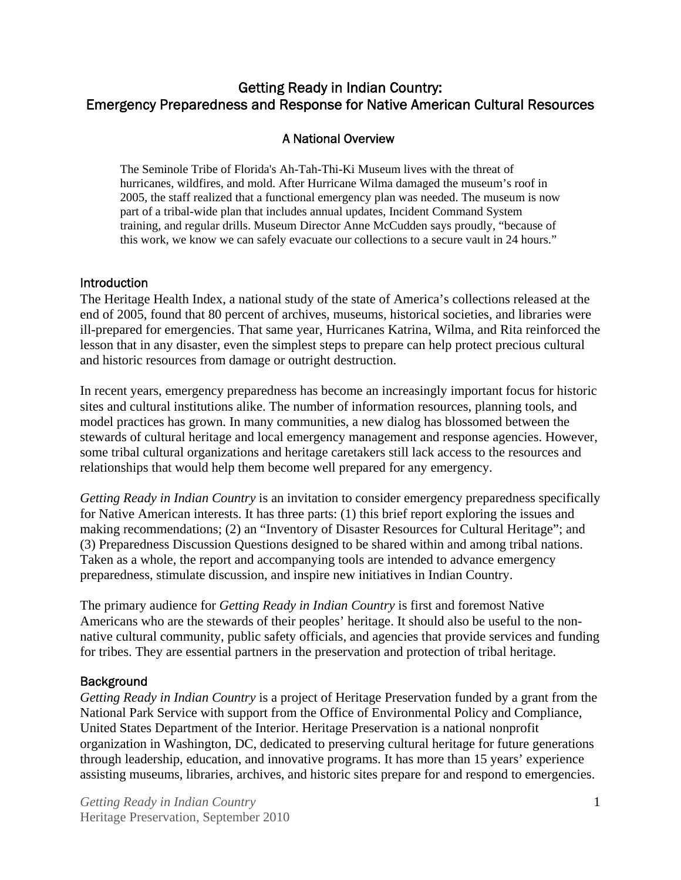# Getting Ready in Indian Country: Emergency Preparedness and Response for Native American Cultural Resources

## A National Overview

> The Seminole Tribe of Florida's Ah-Tah-Thi-Ki Museum lives with the threat of hurricanes, wildfires, and mold. After Hurricane Wilma damaged the museum's roof in 2005, the staff realized that a functional emergency plan was needed. The museum is now part of a tribal-wide plan that includes annual updates, Incident Command System training, and regular drills. Museum Director Anne McCudden says proudly, "because of this work, we know we can safely evacuate our collections to a secure vault in 24 hours."

### Introduction

The Heritage Health Index, a national study of the state of America's collections released at the end of 2005, found that 80 percent of archives, museums, historical societies, and libraries were ill-prepared for emergencies. That same year, Hurricanes Katrina, Wilma, and Rita reinforced the lesson that in any disaster, even the simplest steps to prepare can help protect precious cultural and historic resources from damage or outright destruction.

In recent years, emergency preparedness has become an increasingly important focus for historic sites and cultural institutions alike. The number of information resources, planning tools, and model practices has grown. In many communities, a new dialog has blossomed between the stewards of cultural heritage and local emergency management and response agencies. However, some tribal cultural organizations and heritage caretakers still lack access to the resources and relationships that would help them become well prepared for any emergency.

*Getting Ready in Indian Country* is an invitation to consider emergency preparedness specifically for Native American interests. It has three parts: (1) this brief report exploring the issues and making recommendations; (2) an "Inventory of Disaster Resources for Cultural Heritage"; and (3) Preparedness Discussion Questions designed to be shared within and among tribal nations. Taken as a whole, the report and accompanying tools are intended to advance emergency preparedness, stimulate discussion, and inspire new initiatives in Indian Country.

The primary audience for *Getting Ready in Indian Country* is first and foremost Native Americans who are the stewards of their peoples' heritage. It should also be useful to the non-native cultural community, public safety officials, and agencies that provide services and funding for tribes. They are essential partners in the preservation and protection of tribal heritage.

### Background

*Getting Ready in Indian Country* is a project of Heritage Preservation funded by a grant from the National Park Service with support from the Office of Environmental Policy and Compliance, United States Department of the Interior. Heritage Preservation is a national nonprofit organization in Washington, DC, dedicated to preserving cultural heritage for future generations through leadership, education, and innovative programs. It has more than 15 years' experience assisting museums, libraries, archives, and historic sites prepare for and respond to emergencies.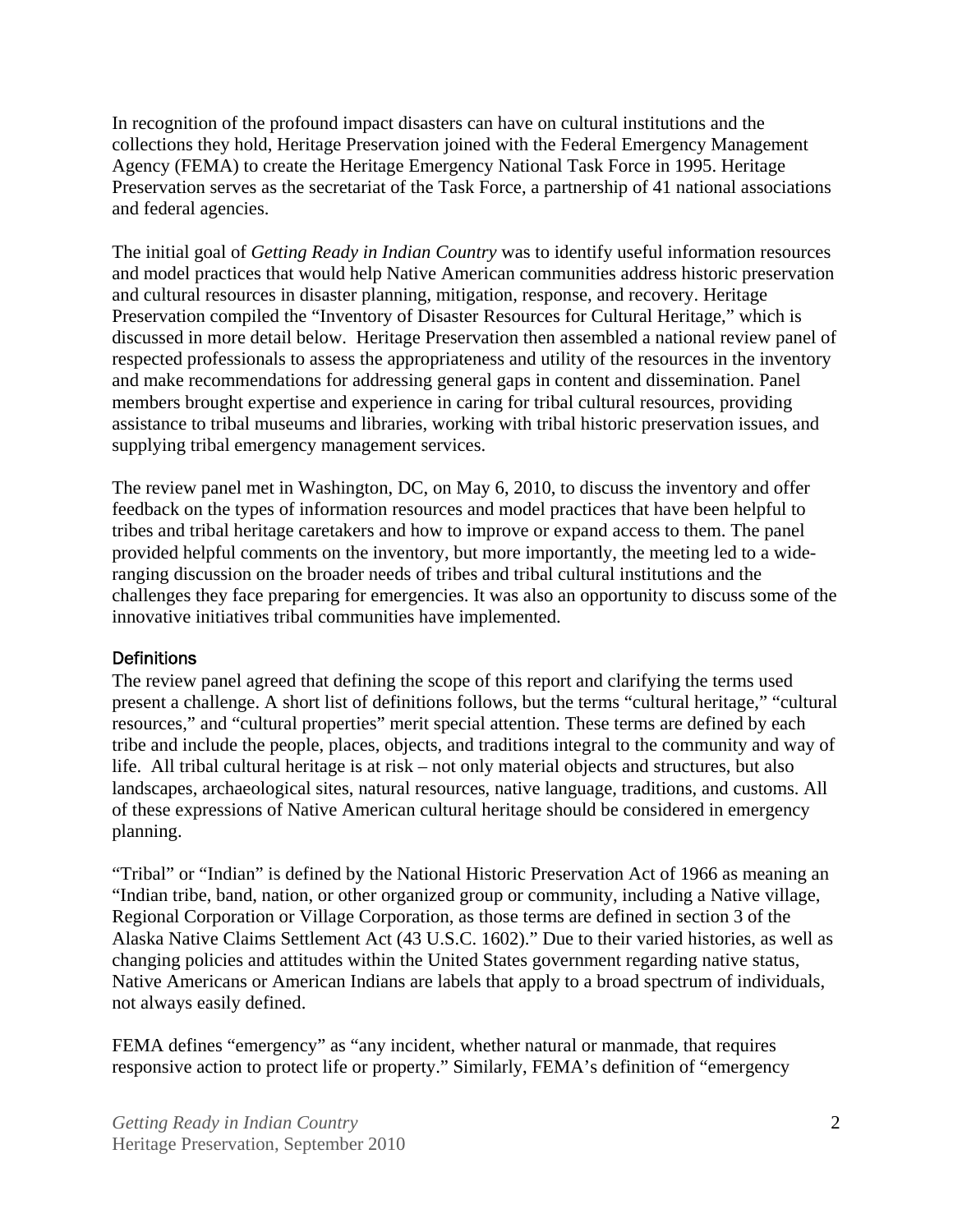In recognition of the profound impact disasters can have on cultural institutions and the collections they hold, Heritage Preservation joined with the Federal Emergency Management Agency (FEMA) to create the Heritage Emergency National Task Force in 1995. Heritage Preservation serves as the secretariat of the Task Force, a partnership of 41 national associations and federal agencies.

The initial goal of *Getting Ready in Indian Country* was to identify useful information resources and model practices that would help Native American communities address historic preservation and cultural resources in disaster planning, mitigation, response, and recovery. Heritage Preservation compiled the "Inventory of Disaster Resources for Cultural Heritage," which is discussed in more detail below. Heritage Preservation then assembled a national review panel of respected professionals to assess the appropriateness and utility of the resources in the inventory and make recommendations for addressing general gaps in content and dissemination. Panel members brought expertise and experience in caring for tribal cultural resources, providing assistance to tribal museums and libraries, working with tribal historic preservation issues, and supplying tribal emergency management services.

The review panel met in Washington, DC, on May 6, 2010, to discuss the inventory and offer feedback on the types of information resources and model practices that have been helpful to tribes and tribal heritage caretakers and how to improve or expand access to them. The panel provided helpful comments on the inventory, but more importantly, the meeting led to a wide-ranging discussion on the broader needs of tribes and tribal cultural institutions and the challenges they face preparing for emergencies. It was also an opportunity to discuss some of the innovative initiatives tribal communities have implemented.

## Definitions

The review panel agreed that defining the scope of this report and clarifying the terms used present a challenge. A short list of definitions follows, but the terms "cultural heritage," "cultural resources," and "cultural properties" merit special attention. These terms are defined by each tribe and include the people, places, objects, and traditions integral to the community and way of life. All tribal cultural heritage is at risk – not only material objects and structures, but also landscapes, archaeological sites, natural resources, native language, traditions, and customs. All of these expressions of Native American cultural heritage should be considered in emergency planning.

"Tribal" or "Indian" is defined by the National Historic Preservation Act of 1966 as meaning an "Indian tribe, band, nation, or other organized group or community, including a Native village, Regional Corporation or Village Corporation, as those terms are defined in section 3 of the Alaska Native Claims Settlement Act (43 U.S.C. 1602)." Due to their varied histories, as well as changing policies and attitudes within the United States government regarding native status, Native Americans or American Indians are labels that apply to a broad spectrum of individuals, not always easily defined.

FEMA defines "emergency" as "any incident, whether natural or manmade, that requires responsive action to protect life or property." Similarly, FEMA's definition of "emergency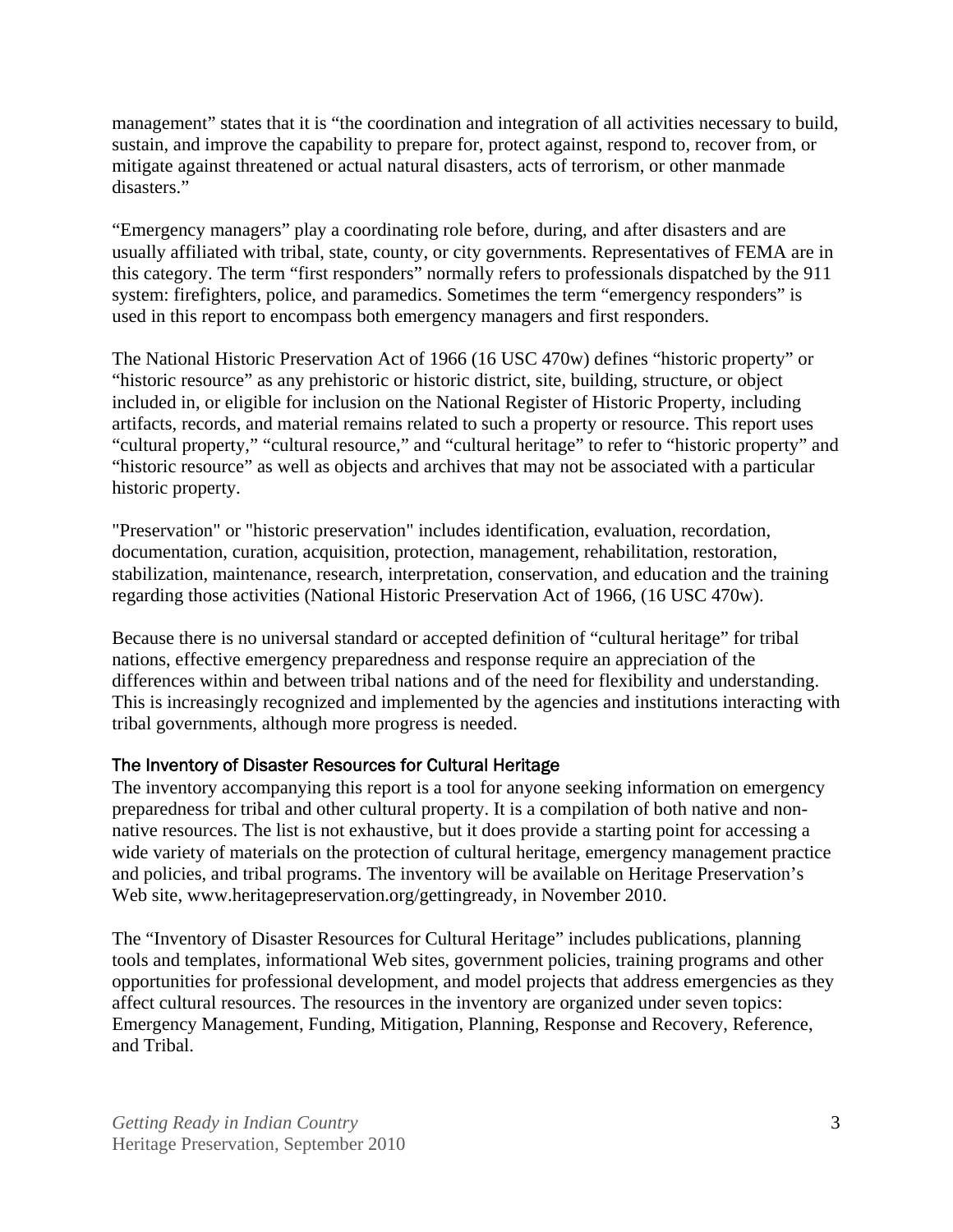management" states that it is "the coordination and integration of all activities necessary to build, sustain, and improve the capability to prepare for, protect against, respond to, recover from, or mitigate against threatened or actual natural disasters, acts of terrorism, or other manmade disasters."

"Emergency managers" play a coordinating role before, during, and after disasters and are usually affiliated with tribal, state, county, or city governments. Representatives of FEMA are in this category. The term "first responders" normally refers to professionals dispatched by the 911 system: firefighters, police, and paramedics. Sometimes the term "emergency responders" is used in this report to encompass both emergency managers and first responders.

The National Historic Preservation Act of 1966 (16 USC 470w) defines "historic property" or "historic resource" as any prehistoric or historic district, site, building, structure, or object included in, or eligible for inclusion on the National Register of Historic Property, including artifacts, records, and material remains related to such a property or resource. This report uses "cultural property," "cultural resource," and "cultural heritage" to refer to "historic property" and "historic resource" as well as objects and archives that may not be associated with a particular historic property.

"Preservation" or "historic preservation" includes identification, evaluation, recordation, documentation, curation, acquisition, protection, management, rehabilitation, restoration, stabilization, maintenance, research, interpretation, conservation, and education and the training regarding those activities (National Historic Preservation Act of 1966, (16 USC 470w).

Because there is no universal standard or accepted definition of "cultural heritage" for tribal nations, effective emergency preparedness and response require an appreciation of the differences within and between tribal nations and of the need for flexibility and understanding. This is increasingly recognized and implemented by the agencies and institutions interacting with tribal governments, although more progress is needed.

### The Inventory of Disaster Resources for Cultural Heritage

The inventory accompanying this report is a tool for anyone seeking information on emergency preparedness for tribal and other cultural property. It is a compilation of both native and non-native resources. The list is not exhaustive, but it does provide a starting point for accessing a wide variety of materials on the protection of cultural heritage, emergency management practice and policies, and tribal programs. The inventory will be available on Heritage Preservation's Web site, www.heritagepreservation.org/gettingready, in November 2010.

The "Inventory of Disaster Resources for Cultural Heritage" includes publications, planning tools and templates, informational Web sites, government policies, training programs and other opportunities for professional development, and model projects that address emergencies as they affect cultural resources. The resources in the inventory are organized under seven topics: Emergency Management, Funding, Mitigation, Planning, Response and Recovery, Reference, and Tribal.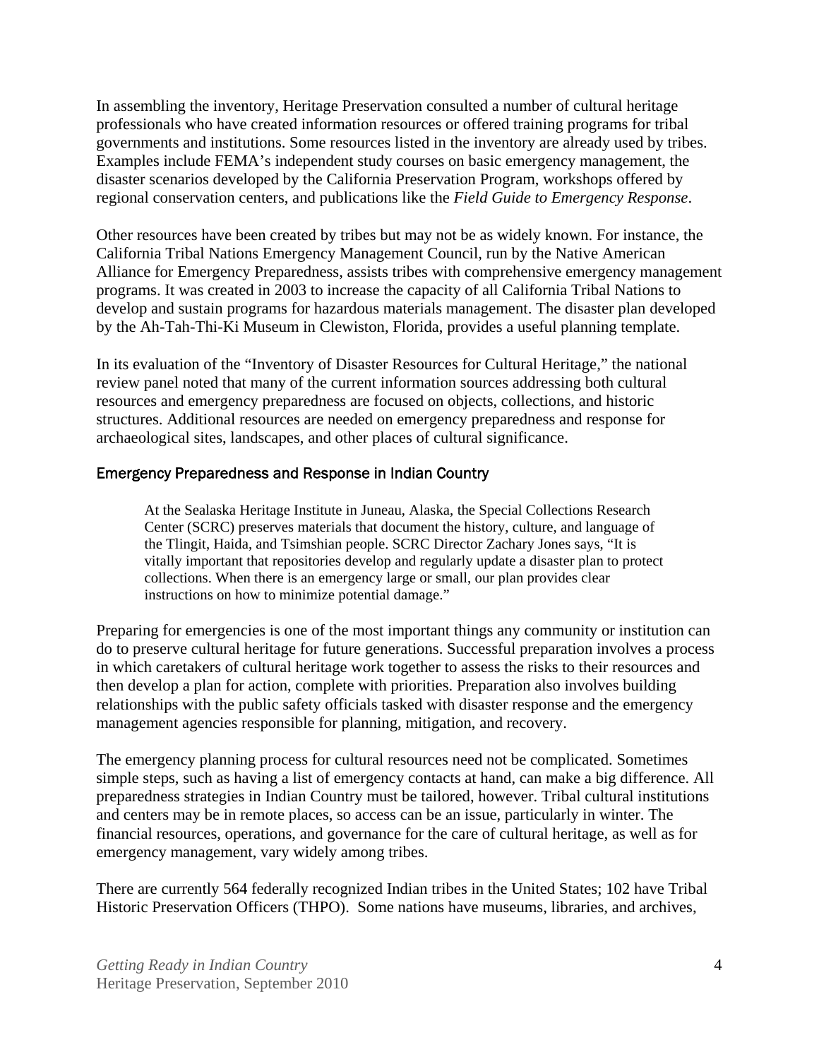In assembling the inventory, Heritage Preservation consulted a number of cultural heritage professionals who have created information resources or offered training programs for tribal governments and institutions. Some resources listed in the inventory are already used by tribes. Examples include FEMA's independent study courses on basic emergency management, the disaster scenarios developed by the California Preservation Program, workshops offered by regional conservation centers, and publications like the *Field Guide to Emergency Response*.

Other resources have been created by tribes but may not be as widely known. For instance, the California Tribal Nations Emergency Management Council, run by the Native American Alliance for Emergency Preparedness, assists tribes with comprehensive emergency management programs. It was created in 2003 to increase the capacity of all California Tribal Nations to develop and sustain programs for hazardous materials management. The disaster plan developed by the Ah-Tah-Thi-Ki Museum in Clewiston, Florida, provides a useful planning template.

In its evaluation of the "Inventory of Disaster Resources for Cultural Heritage," the national review panel noted that many of the current information sources addressing both cultural resources and emergency preparedness are focused on objects, collections, and historic structures. Additional resources are needed on emergency preparedness and response for archaeological sites, landscapes, and other places of cultural significance.

### Emergency Preparedness and Response in Indian Country

> At the Sealaska Heritage Institute in Juneau, Alaska, the Special Collections Research Center (SCRC) preserves materials that document the history, culture, and language of the Tlingit, Haida, and Tsimshian people. SCRC Director Zachary Jones says, "It is vitally important that repositories develop and regularly update a disaster plan to protect collections. When there is an emergency large or small, our plan provides clear instructions on how to minimize potential damage."

Preparing for emergencies is one of the most important things any community or institution can do to preserve cultural heritage for future generations. Successful preparation involves a process in which caretakers of cultural heritage work together to assess the risks to their resources and then develop a plan for action, complete with priorities. Preparation also involves building relationships with the public safety officials tasked with disaster response and the emergency management agencies responsible for planning, mitigation, and recovery.

The emergency planning process for cultural resources need not be complicated. Sometimes simple steps, such as having a list of emergency contacts at hand, can make a big difference. All preparedness strategies in Indian Country must be tailored, however. Tribal cultural institutions and centers may be in remote places, so access can be an issue, particularly in winter. The financial resources, operations, and governance for the care of cultural heritage, as well as for emergency management, vary widely among tribes.

There are currently 564 federally recognized Indian tribes in the United States; 102 have Tribal Historic Preservation Officers (THPO). Some nations have museums, libraries, and archives,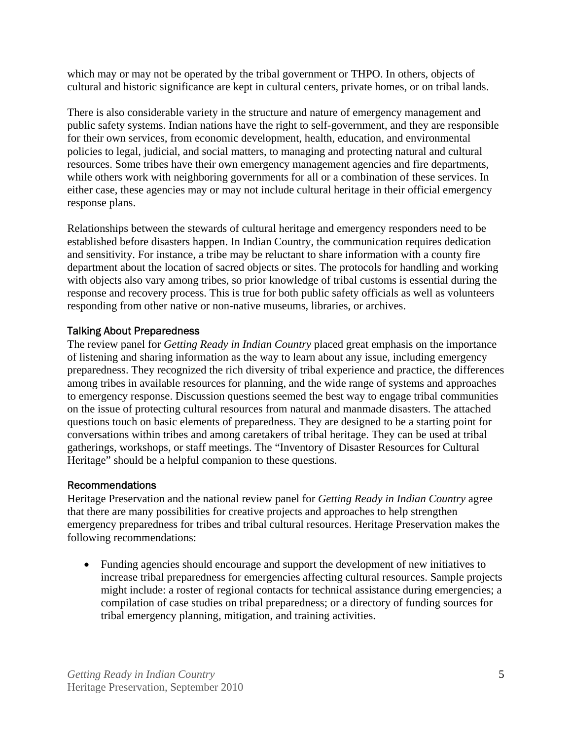which may or may not be operated by the tribal government or THPO. In others, objects of cultural and historic significance are kept in cultural centers, private homes, or on tribal lands.

There is also considerable variety in the structure and nature of emergency management and public safety systems. Indian nations have the right to self-government, and they are responsible for their own services, from economic development, health, education, and environmental policies to legal, judicial, and social matters, to managing and protecting natural and cultural resources. Some tribes have their own emergency management agencies and fire departments, while others work with neighboring governments for all or a combination of these services. In either case, these agencies may or may not include cultural heritage in their official emergency response plans.

Relationships between the stewards of cultural heritage and emergency responders need to be established before disasters happen. In Indian Country, the communication requires dedication and sensitivity. For instance, a tribe may be reluctant to share information with a county fire department about the location of sacred objects or sites. The protocols for handling and working with objects also vary among tribes, so prior knowledge of tribal customs is essential during the response and recovery process. This is true for both public safety officials as well as volunteers responding from other native or non-native museums, libraries, or archives.

### Talking About Preparedness

The review panel for *Getting Ready in Indian Country* placed great emphasis on the importance of listening and sharing information as the way to learn about any issue, including emergency preparedness. They recognized the rich diversity of tribal experience and practice, the differences among tribes in available resources for planning, and the wide range of systems and approaches to emergency response. Discussion questions seemed the best way to engage tribal communities on the issue of protecting cultural resources from natural and manmade disasters. The attached questions touch on basic elements of preparedness. They are designed to be a starting point for conversations within tribes and among caretakers of tribal heritage. They can be used at tribal gatherings, workshops, or staff meetings. The "Inventory of Disaster Resources for Cultural Heritage" should be a helpful companion to these questions.

### Recommendations

Heritage Preservation and the national review panel for *Getting Ready in Indian Country* agree that there are many possibilities for creative projects and approaches to help strengthen emergency preparedness for tribes and tribal cultural resources. Heritage Preservation makes the following recommendations:

- Funding agencies should encourage and support the development of new initiatives to increase tribal preparedness for emergencies affecting cultural resources. Sample projects might include: a roster of regional contacts for technical assistance during emergencies; a compilation of case studies on tribal preparedness; or a directory of funding sources for tribal emergency planning, mitigation, and training activities.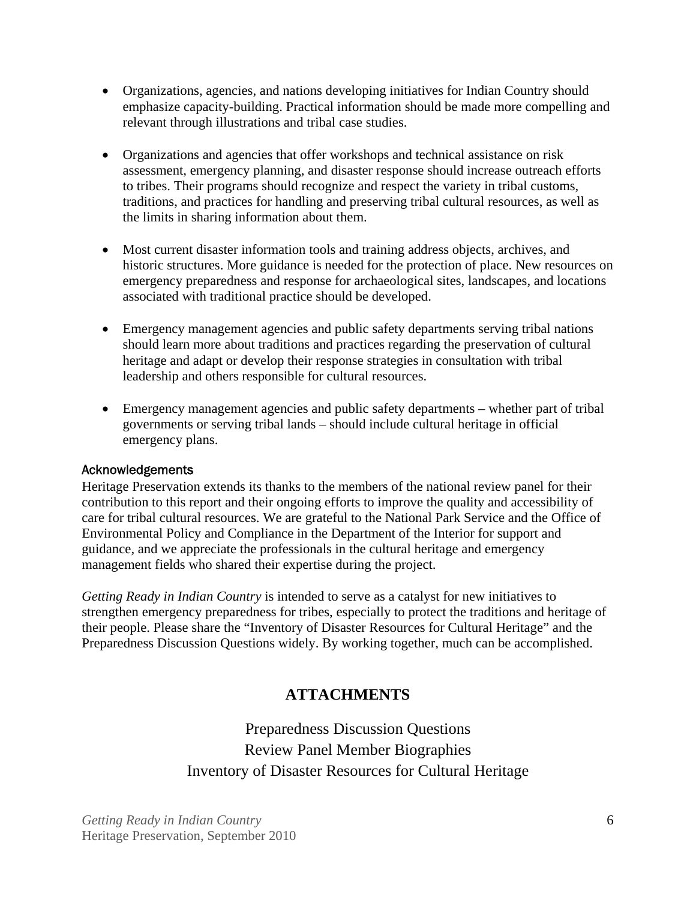- Organizations, agencies, and nations developing initiatives for Indian Country should emphasize capacity-building. Practical information should be made more compelling and relevant through illustrations and tribal case studies.

- Organizations and agencies that offer workshops and technical assistance on risk assessment, emergency planning, and disaster response should increase outreach efforts to tribes. Their programs should recognize and respect the variety in tribal customs, traditions, and practices for handling and preserving tribal cultural resources, as well as the limits in sharing information about them.

- Most current disaster information tools and training address objects, archives, and historic structures. More guidance is needed for the protection of place. New resources on emergency preparedness and response for archaeological sites, landscapes, and locations associated with traditional practice should be developed.

- Emergency management agencies and public safety departments serving tribal nations should learn more about traditions and practices regarding the preservation of cultural heritage and adapt or develop their response strategies in consultation with tribal leadership and others responsible for cultural resources.

- Emergency management agencies and public safety departments – whether part of tribal governments or serving tribal lands – should include cultural heritage in official emergency plans.

### Acknowledgements

Heritage Preservation extends its thanks to the members of the national review panel for their contribution to this report and their ongoing efforts to improve the quality and accessibility of care for tribal cultural resources. We are grateful to the National Park Service and the Office of Environmental Policy and Compliance in the Department of the Interior for support and guidance, and we appreciate the professionals in the cultural heritage and emergency management fields who shared their expertise during the project.

*Getting Ready in Indian Country* is intended to serve as a catalyst for new initiatives to strengthen emergency preparedness for tribes, especially to protect the traditions and heritage of their people. Please share the "Inventory of Disaster Resources for Cultural Heritage" and the Preparedness Discussion Questions widely. By working together, much can be accomplished.

## ATTACHMENTS

Preparedness Discussion Questions

Review Panel Member Biographies

Inventory of Disaster Resources for Cultural Heritage